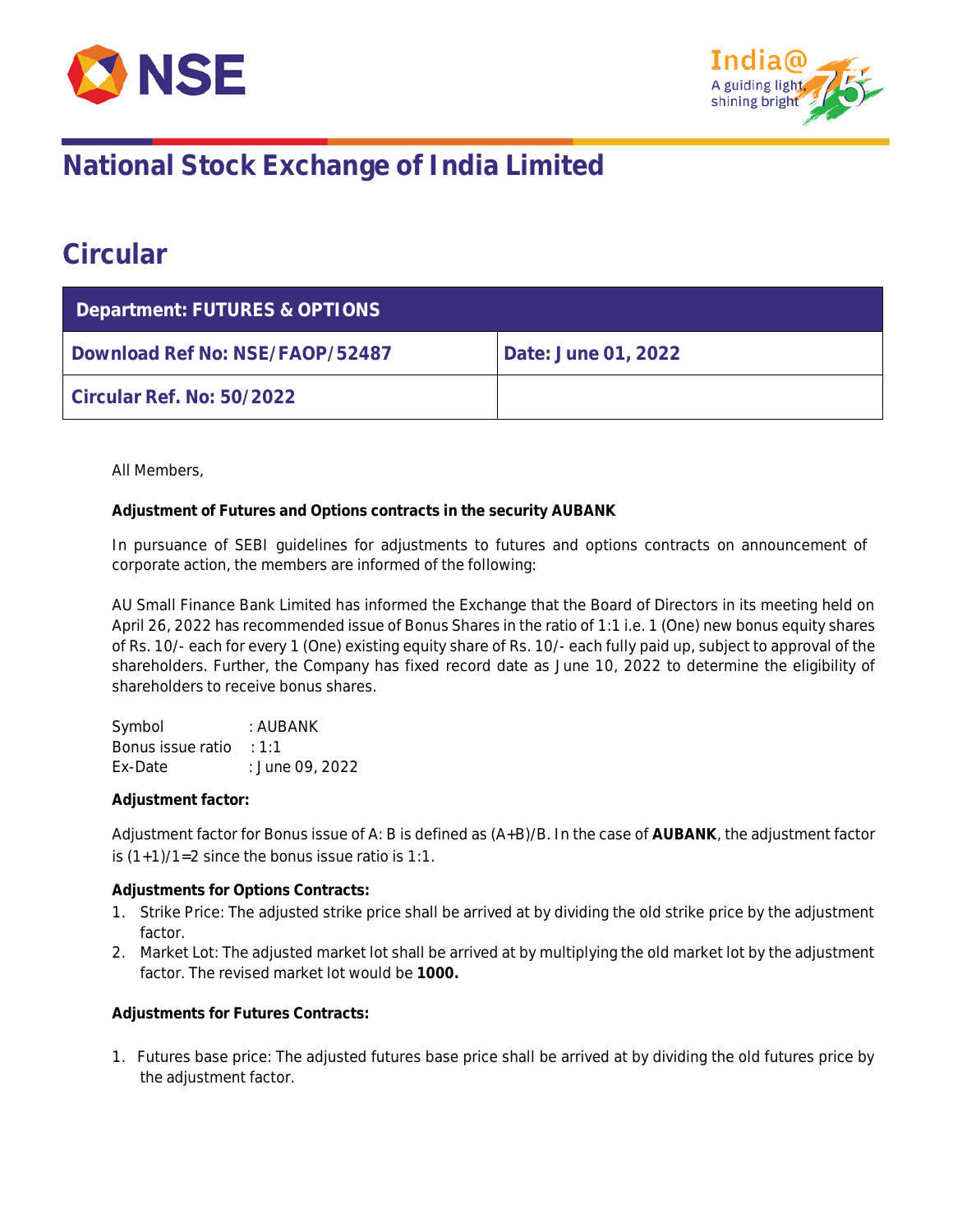# National Stock Exchange of India Limited

## Circular

| Department: FUTURES & OPTIONS | |
|---|---|
| **Download Ref No: NSE/FAOP/52487** | **Date: June 01, 2022** |
| **Circular Ref. No: 50/2022** | |

All Members,

**Adjustment of Futures and Options contracts in the security AUBANK**

In pursuance of SEBI guidelines for adjustments to futures and options contracts on announcement of corporate action, the members are informed of the following:

AU Small Finance Bank Limited has informed the Exchange that the Board of Directors in its meeting held on April 26, 2022 has recommended issue of Bonus Shares in the ratio of 1:1 i.e. 1 (One) new bonus equity shares of Rs. 10/- each for every 1 (One) existing equity share of Rs. 10/- each fully paid up, subject to approval of the shareholders. Further, the Company has fixed record date as June 10, 2022 to determine the eligibility of shareholders to receive bonus shares.

Symbol : AUBANK
Bonus issue ratio : 1:1
Ex-Date : June 09, 2022

**Adjustment factor:**

Adjustment factor for Bonus issue of A: B is defined as (A+B)/B. In the case of **AUBANK**, the adjustment factor is (1+1)/1=2 since the bonus issue ratio is 1:1.

**Adjustments for Options Contracts:**

1. Strike Price: The adjusted strike price shall be arrived at by dividing the old strike price by the adjustment factor.
2. Market Lot: The adjusted market lot shall be arrived at by multiplying the old market lot by the adjustment factor. The revised market lot would be **1000.**

**Adjustments for Futures Contracts:**

1. Futures base price: The adjusted futures base price shall be arrived at by dividing the old futures price by the adjustment factor.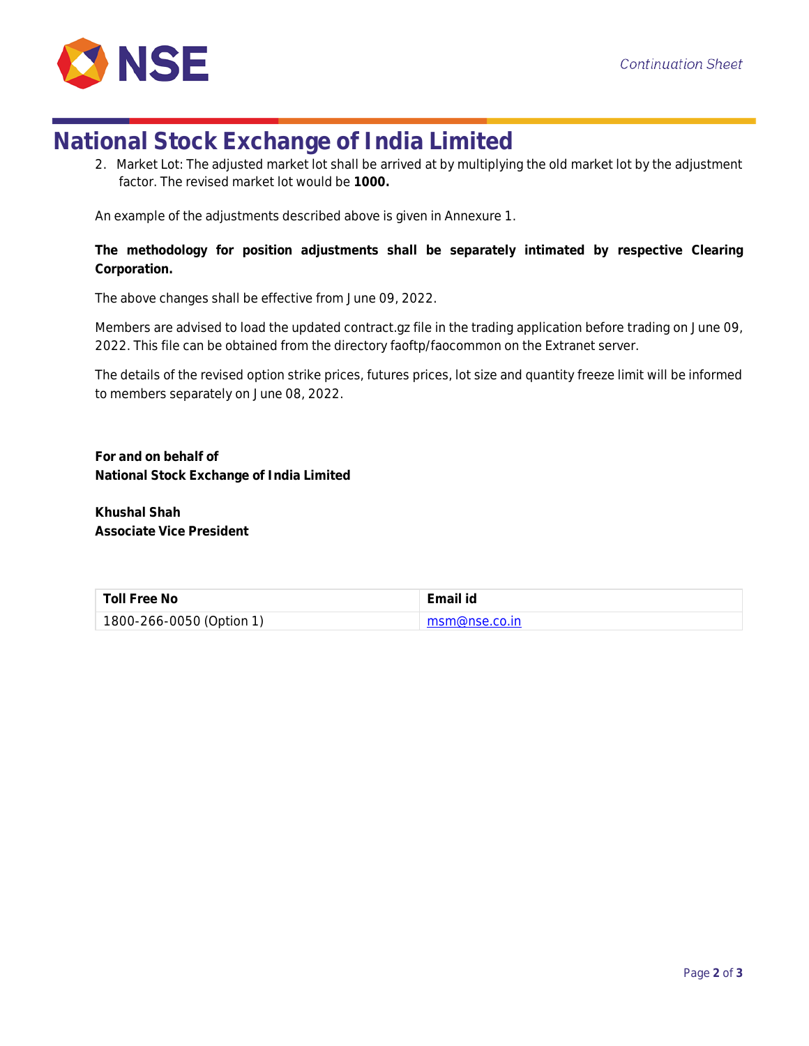2. Market Lot: The adjusted market lot shall be arrived at by multiplying the old market lot by the adjustment factor. The revised market lot would be **1000.**

An example of the adjustments described above is given in Annexure 1.

**The methodology for position adjustments shall be separately intimated by respective Clearing Corporation.**

The above changes shall be effective from June 09, 2022.

Members are advised to load the updated contract.gz file in the trading application before trading on June 09, 2022. This file can be obtained from the directory faoftp/faocommon on the Extranet server.

The details of the revised option strike prices, futures prices, lot size and quantity freeze limit will be informed to members separately on June 08, 2022.

**For and on behalf of**
**National Stock Exchange of India Limited**

**Khushal Shah**
**Associate Vice President**

| Toll Free No | Email id |
|---|---|
| 1800-266-0050 (Option 1) | msm@nse.co.in |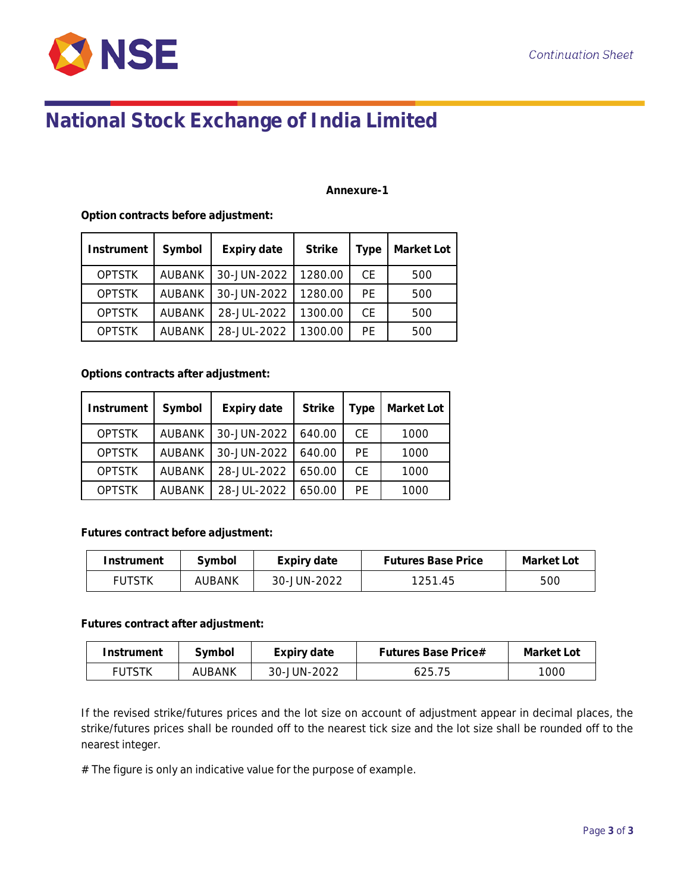**Annexure-1**

**Option contracts before adjustment:**

| Instrument | Symbol | Expiry date | Strike | Type | Market Lot |
|---|---|---|---|---|---|
| OPTSTK | AUBANK | 30-JUN-2022 | 1280.00 | CE | 500 |
| OPTSTK | AUBANK | 30-JUN-2022 | 1280.00 | PE | 500 |
| OPTSTK | AUBANK | 28-JUL-2022 | 1300.00 | CE | 500 |
| OPTSTK | AUBANK | 28-JUL-2022 | 1300.00 | PE | 500 |

**Options contracts after adjustment:**

| Instrument | Symbol | Expiry date | Strike | Type | Market Lot |
|---|---|---|---|---|---|
| OPTSTK | AUBANK | 30-JUN-2022 | 640.00 | CE | 1000 |
| OPTSTK | AUBANK | 30-JUN-2022 | 640.00 | PE | 1000 |
| OPTSTK | AUBANK | 28-JUL-2022 | 650.00 | CE | 1000 |
| OPTSTK | AUBANK | 28-JUL-2022 | 650.00 | PE | 1000 |

**Futures contract before adjustment:**

| Instrument | Symbol | Expiry date | Futures Base Price | Market Lot |
|---|---|---|---|---|
| FUTSTK | AUBANK | 30-JUN-2022 | 1251.45 | 500 |

**Futures contract after adjustment:**

| Instrument | Symbol | Expiry date | Futures Base Price# | Market Lot |
|---|---|---|---|---|
| FUTSTK | AUBANK | 30-JUN-2022 | 625.75 | 1000 |

If the revised strike/futures prices and the lot size on account of adjustment appear in decimal places, the strike/futures prices shall be rounded off to the nearest tick size and the lot size shall be rounded off to the nearest integer.

# The figure is only an indicative value for the purpose of example.